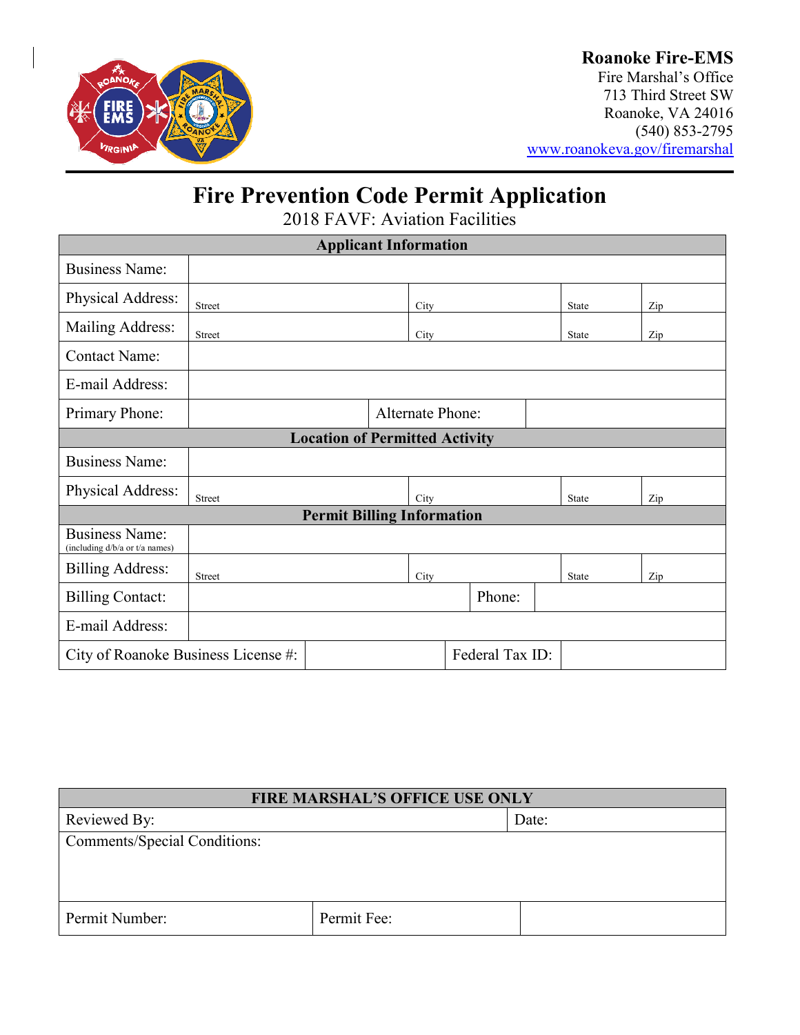**Roanoke Fire-EMS**
Fire Marshal's Office
713 Third Street SW
Roanoke, VA 24016
(540) 853-2795
www.roanokeva.gov/firemarshal

# Fire Prevention Code Permit Application

## 2018 FAVF: Aviation Facilities

| Applicant Information | | | | |
|---|---|---|---|---|
| Business Name: | | | | |
| Physical Address: | Street | City | State | Zip |
| Mailing Address: | Street | City | State | Zip |
| Contact Name: | | | | |
| E-mail Address: | | | | |
| Primary Phone: | | Alternate Phone: | | |
| **Location of Permitted Activity** | | | | |
| Business Name: | | | | |
| Physical Address: | Street | City | State | Zip |
| **Permit Billing Information** | | | | |
| Business Name: (including d/b/a or t/a names) | | | | |
| Billing Address: | Street | City | State | Zip |
| Billing Contact: | | Phone: | | |
| E-mail Address: | | | | |
| City of Roanoke Business License #: | | Federal Tax ID: | | |

| FIRE MARSHAL'S OFFICE USE ONLY | | |
|---|---|---|
| Reviewed By: | Date: | |
| Comments/Special Conditions: | | |
| Permit Number: | Permit Fee: | |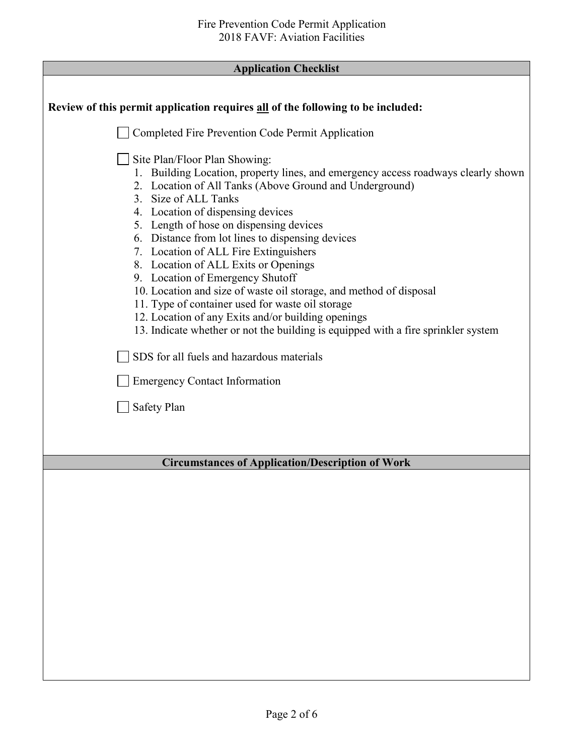## Application Checklist

**Review of this permit application requires <u>all</u> of the following to be included:**

- ☐ Completed Fire Prevention Code Permit Application

- ☐ Site Plan/Floor Plan Showing:
  1. Building Location, property lines, and emergency access roadways clearly shown
  2. Location of All Tanks (Above Ground and Underground)
  3. Size of ALL Tanks
  4. Location of dispensing devices
  5. Length of hose on dispensing devices
  6. Distance from lot lines to dispensing devices
  7. Location of ALL Fire Extinguishers
  8. Location of ALL Exits or Openings
  9. Location of Emergency Shutoff
  10. Location and size of waste oil storage, and method of disposal
  11. Type of container used for waste oil storage
  12. Location of any Exits and/or building openings
  13. Indicate whether or not the building is equipped with a fire sprinkler system

- ☐ SDS for all fuels and hazardous materials

- ☐ Emergency Contact Information

- ☐ Safety Plan

## Circumstances of Application/Description of Work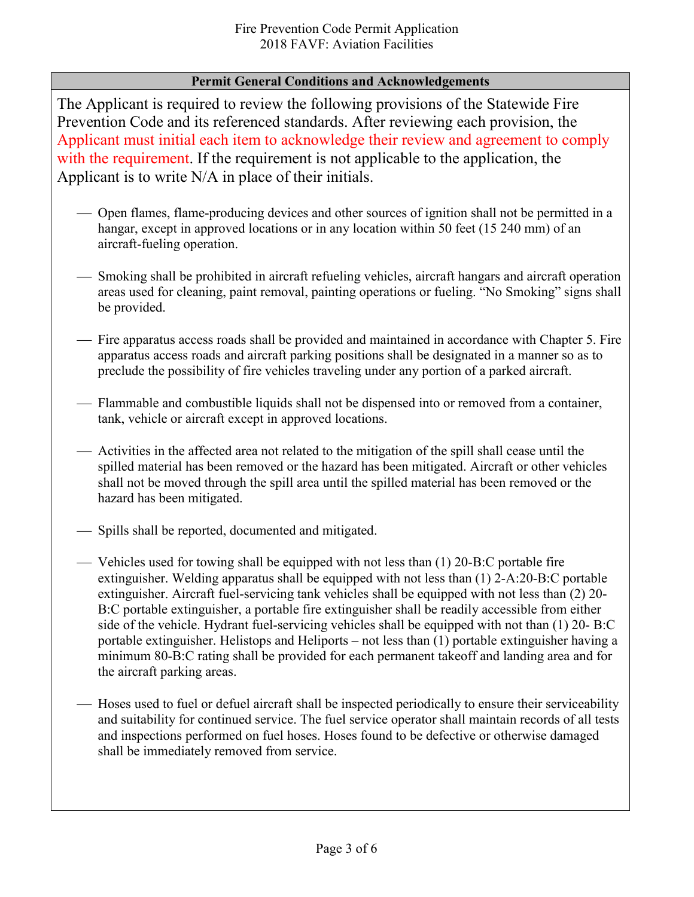Fire Prevention Code Permit Application
2018 FAVF: Aviation Facilities

## Permit General Conditions and Acknowledgements

The Applicant is required to review the following provisions of the Statewide Fire Prevention Code and its referenced standards. After reviewing each provision, the Applicant must initial each item to acknowledge their review and agreement to comply with the requirement. If the requirement is not applicable to the application, the Applicant is to write N/A in place of their initials.

___ Open flames, flame-producing devices and other sources of ignition shall not be permitted in a hangar, except in approved locations or in any location within 50 feet (15 240 mm) of an aircraft-fueling operation.

___ Smoking shall be prohibited in aircraft refueling vehicles, aircraft hangars and aircraft operation areas used for cleaning, paint removal, painting operations or fueling. “No Smoking” signs shall be provided.

___ Fire apparatus access roads shall be provided and maintained in accordance with Chapter 5. Fire apparatus access roads and aircraft parking positions shall be designated in a manner so as to preclude the possibility of fire vehicles traveling under any portion of a parked aircraft.

___ Flammable and combustible liquids shall not be dispensed into or removed from a container, tank, vehicle or aircraft except in approved locations.

___ Activities in the affected area not related to the mitigation of the spill shall cease until the spilled material has been removed or the hazard has been mitigated. Aircraft or other vehicles shall not be moved through the spill area until the spilled material has been removed or the hazard has been mitigated.

___ Spills shall be reported, documented and mitigated.

___ Vehicles used for towing shall be equipped with not less than (1) 20-B:C portable fire extinguisher. Welding apparatus shall be equipped with not less than (1) 2-A:20-B:C portable extinguisher. Aircraft fuel-servicing tank vehicles shall be equipped with not less than (2) 20-B:C portable extinguisher, a portable fire extinguisher shall be readily accessible from either side of the vehicle. Hydrant fuel-servicing vehicles shall be equipped with not than (1) 20- B:C portable extinguisher. Helistops and Heliports – not less than (1) portable extinguisher having a minimum 80-B:C rating shall be provided for each permanent takeoff and landing area and for the aircraft parking areas.

___ Hoses used to fuel or defuel aircraft shall be inspected periodically to ensure their serviceability and suitability for continued service. The fuel service operator shall maintain records of all tests and inspections performed on fuel hoses. Hoses found to be defective or otherwise damaged shall be immediately removed from service.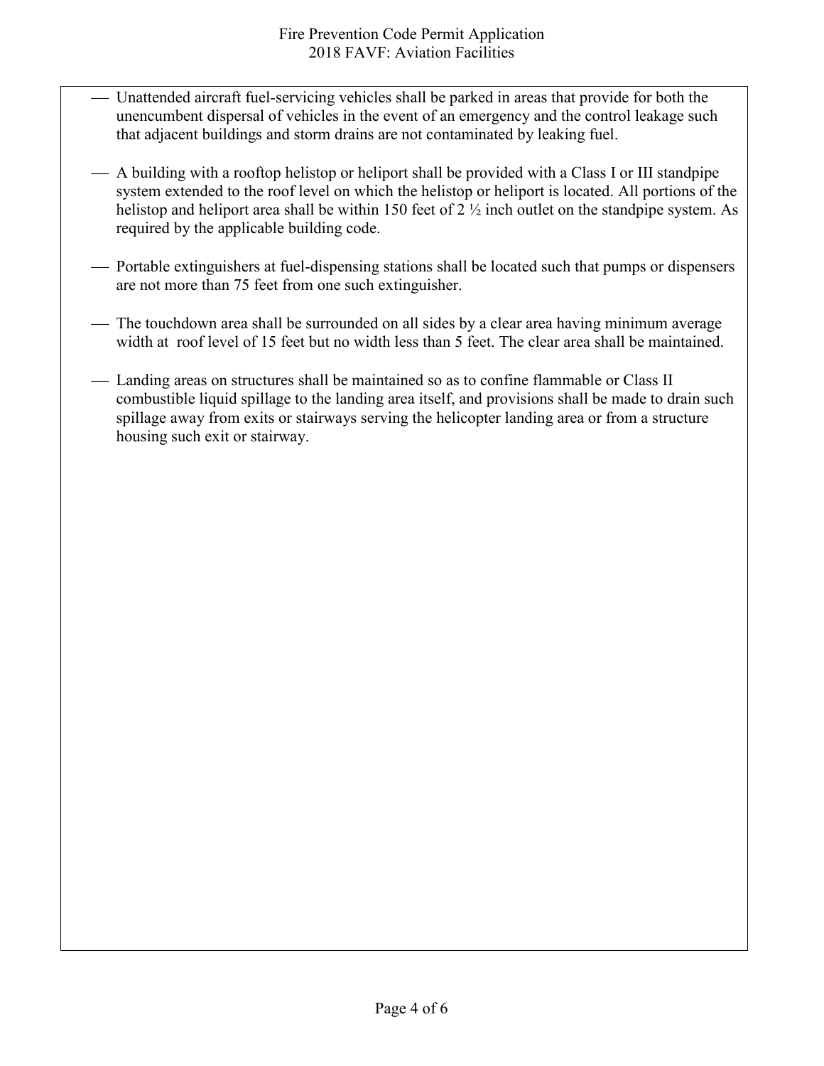- Unattended aircraft fuel-servicing vehicles shall be parked in areas that provide for both the unencumbent dispersal of vehicles in the event of an emergency and the control leakage such that adjacent buildings and storm drains are not contaminated by leaking fuel.

- A building with a rooftop helistop or heliport shall be provided with a Class I or III standpipe system extended to the roof level on which the helistop or heliport is located. All portions of the helistop and heliport area shall be within 150 feet of 2 ½ inch outlet on the standpipe system. As required by the applicable building code.

- Portable extinguishers at fuel-dispensing stations shall be located such that pumps or dispensers are not more than 75 feet from one such extinguisher.

- The touchdown area shall be surrounded on all sides by a clear area having minimum average width at roof level of 15 feet but no width less than 5 feet. The clear area shall be maintained.

- Landing areas on structures shall be maintained so as to confine flammable or Class II combustible liquid spillage to the landing area itself, and provisions shall be made to drain such spillage away from exits or stairways serving the helicopter landing area or from a structure housing such exit or stairway.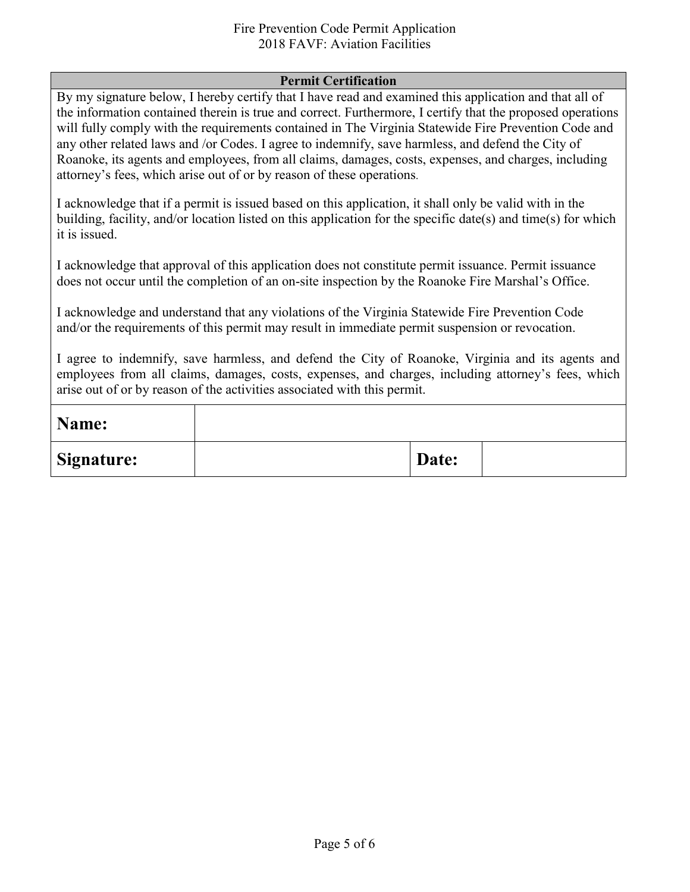## Permit Certification

By my signature below, I hereby certify that I have read and examined this application and that all of the information contained therein is true and correct. Furthermore, I certify that the proposed operations will fully comply with the requirements contained in The Virginia Statewide Fire Prevention Code and any other related laws and /or Codes. I agree to indemnify, save harmless, and defend the City of Roanoke, its agents and employees, from all claims, damages, costs, expenses, and charges, including attorney's fees, which arise out of or by reason of these operations.

I acknowledge that if a permit is issued based on this application, it shall only be valid with in the building, facility, and/or location listed on this application for the specific date(s) and time(s) for which it is issued.

I acknowledge that approval of this application does not constitute permit issuance. Permit issuance does not occur until the completion of an on-site inspection by the Roanoke Fire Marshal's Office.

I acknowledge and understand that any violations of the Virginia Statewide Fire Prevention Code and/or the requirements of this permit may result in immediate permit suspension or revocation.

I agree to indemnify, save harmless, and defend the City of Roanoke, Virginia and its agents and employees from all claims, damages, costs, expenses, and charges, including attorney's fees, which arise out of or by reason of the activities associated with this permit.

| **Name:** | | | |
|---|---|---|---|
| **Signature:** | | **Date:** | |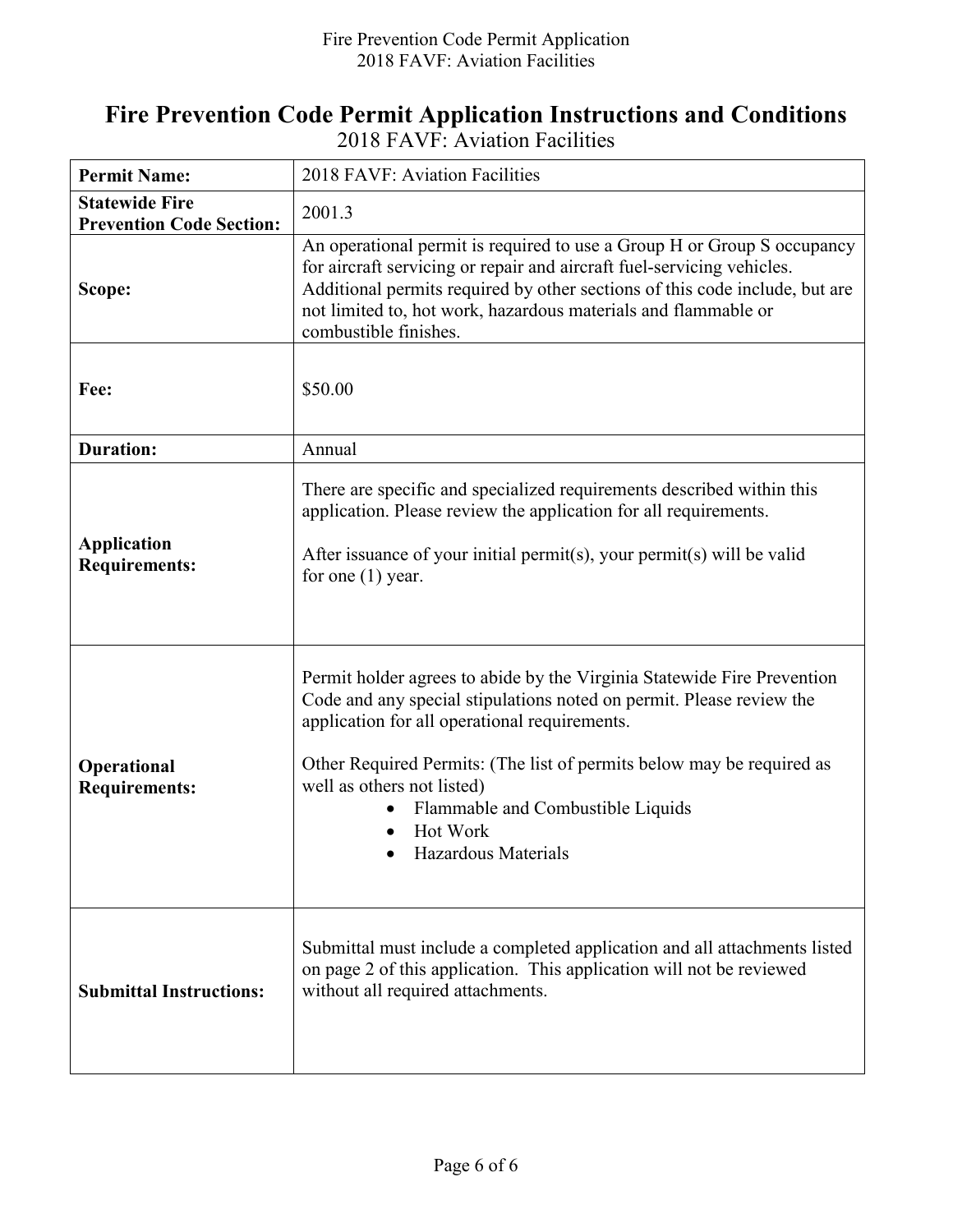# Fire Prevention Code Permit Application Instructions and Conditions

2018 FAVF: Aviation Facilities

| | |
|---|---|
| **Permit Name:** | 2018 FAVF: Aviation Facilities |
| **Statewide Fire Prevention Code Section:** | 2001.3 |
| **Scope:** | An operational permit is required to use a Group H or Group S occupancy for aircraft servicing or repair and aircraft fuel-servicing vehicles. Additional permits required by other sections of this code include, but are not limited to, hot work, hazardous materials and flammable or combustible finishes. |
| **Fee:** | \$50.00 |
| **Duration:** | Annual |
| **Application Requirements:** | There are specific and specialized requirements described within this application. Please review the application for all requirements.<br><br>After issuance of your initial permit(s), your permit(s) will be valid for one (1) year. |
| **Operational Requirements:** | Permit holder agrees to abide by the Virginia Statewide Fire Prevention Code and any special stipulations noted on permit. Please review the application for all operational requirements.<br><br>Other Required Permits: (The list of permits below may be required as well as others not listed)<br>• Flammable and Combustible Liquids<br>• Hot Work<br>• Hazardous Materials |
| **Submittal Instructions:** | Submittal must include a completed application and all attachments listed on page 2 of this application. This application will not be reviewed without all required attachments. |